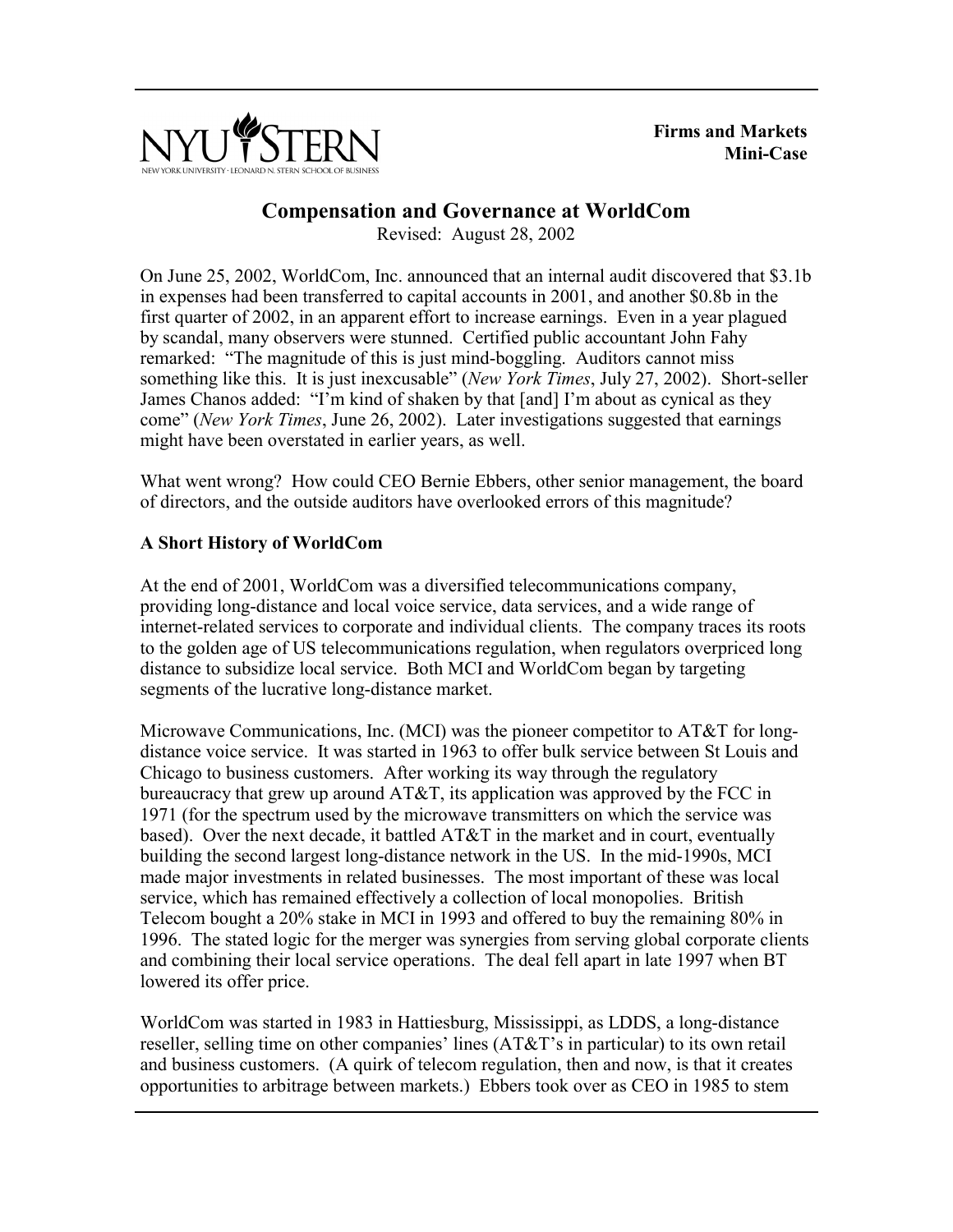**Firms and Markets**
**Mini-Case**

# Compensation and Governance at WorldCom

Revised: August 28, 2002

On June 25, 2002, WorldCom, Inc. announced that an internal audit discovered that $3.1b in expenses had been transferred to capital accounts in 2001, and another $0.8b in the first quarter of 2002, in an apparent effort to increase earnings. Even in a year plagued by scandal, many observers were stunned. Certified public accountant John Fahy remarked: "The magnitude of this is just mind-boggling. Auditors cannot miss something like this. It is just inexcusable" (*New York Times*, July 27, 2002). Short-seller James Chanos added: "I'm kind of shaken by that [and] I'm about as cynical as they come" (*New York Times*, June 26, 2002). Later investigations suggested that earnings might have been overstated in earlier years, as well.

What went wrong? How could CEO Bernie Ebbers, other senior management, the board of directors, and the outside auditors have overlooked errors of this magnitude?

## A Short History of WorldCom

At the end of 2001, WorldCom was a diversified telecommunications company, providing long-distance and local voice service, data services, and a wide range of internet-related services to corporate and individual clients. The company traces its roots to the golden age of US telecommunications regulation, when regulators overpriced long distance to subsidize local service. Both MCI and WorldCom began by targeting segments of the lucrative long-distance market.

Microwave Communications, Inc. (MCI) was the pioneer competitor to AT&T for long-distance voice service. It was started in 1963 to offer bulk service between St Louis and Chicago to business customers. After working its way through the regulatory bureaucracy that grew up around AT&T, its application was approved by the FCC in 1971 (for the spectrum used by the microwave transmitters on which the service was based). Over the next decade, it battled AT&T in the market and in court, eventually building the second largest long-distance network in the US. In the mid-1990s, MCI made major investments in related businesses. The most important of these was local service, which has remained effectively a collection of local monopolies. British Telecom bought a 20% stake in MCI in 1993 and offered to buy the remaining 80% in 1996. The stated logic for the merger was synergies from serving global corporate clients and combining their local service operations. The deal fell apart in late 1997 when BT lowered its offer price.

WorldCom was started in 1983 in Hattiesburg, Mississippi, as LDDS, a long-distance reseller, selling time on other companies' lines (AT&T's in particular) to its own retail and business customers. (A quirk of telecom regulation, then and now, is that it creates opportunities to arbitrage between markets.) Ebbers took over as CEO in 1985 to stem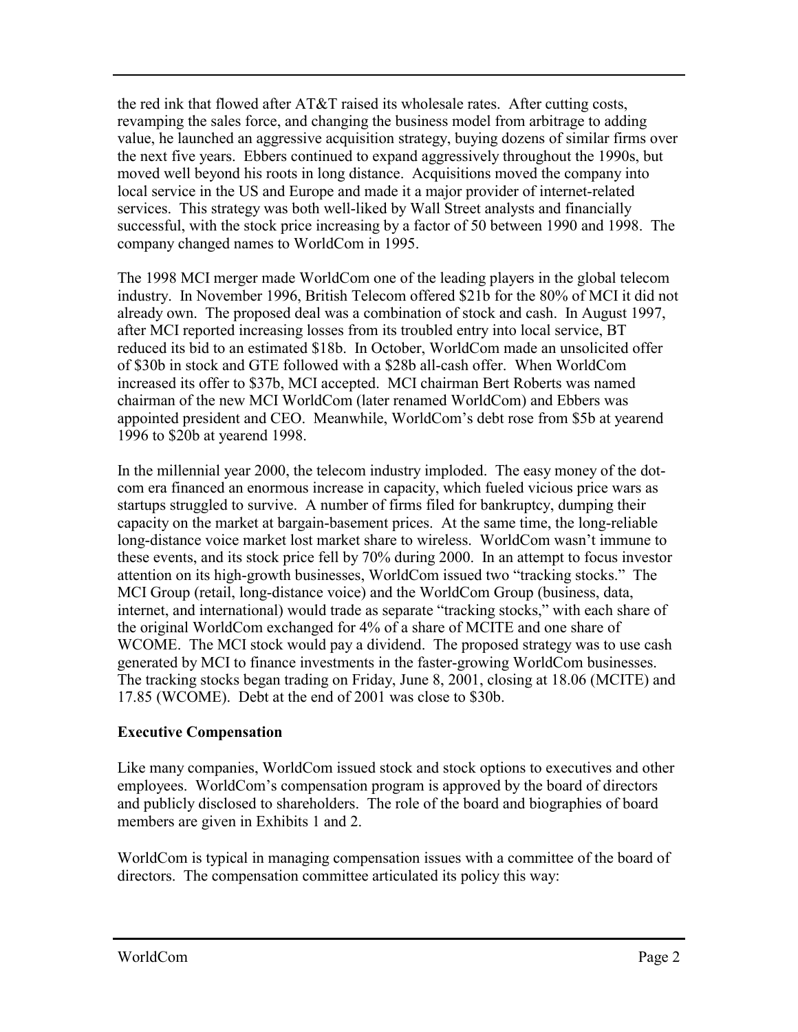the red ink that flowed after AT&T raised its wholesale rates. After cutting costs, revamping the sales force, and changing the business model from arbitrage to adding value, he launched an aggressive acquisition strategy, buying dozens of similar firms over the next five years. Ebbers continued to expand aggressively throughout the 1990s, but moved well beyond his roots in long distance. Acquisitions moved the company into local service in the US and Europe and made it a major provider of internet-related services. This strategy was both well-liked by Wall Street analysts and financially successful, with the stock price increasing by a factor of 50 between 1990 and 1998. The company changed names to WorldCom in 1995.

The 1998 MCI merger made WorldCom one of the leading players in the global telecom industry. In November 1996, British Telecom offered $21b for the 80% of MCI it did not already own. The proposed deal was a combination of stock and cash. In August 1997, after MCI reported increasing losses from its troubled entry into local service, BT reduced its bid to an estimated $18b. In October, WorldCom made an unsolicited offer of $30b in stock and GTE followed with a $28b all-cash offer. When WorldCom increased its offer to $37b, MCI accepted. MCI chairman Bert Roberts was named chairman of the new MCI WorldCom (later renamed WorldCom) and Ebbers was appointed president and CEO. Meanwhile, WorldCom's debt rose from $5b at yearend 1996 to $20b at yearend 1998.

In the millennial year 2000, the telecom industry imploded. The easy money of the dot-com era financed an enormous increase in capacity, which fueled vicious price wars as startups struggled to survive. A number of firms filed for bankruptcy, dumping their capacity on the market at bargain-basement prices. At the same time, the long-reliable long-distance voice market lost market share to wireless. WorldCom wasn't immune to these events, and its stock price fell by 70% during 2000. In an attempt to focus investor attention on its high-growth businesses, WorldCom issued two "tracking stocks." The MCI Group (retail, long-distance voice) and the WorldCom Group (business, data, internet, and international) would trade as separate "tracking stocks," with each share of the original WorldCom exchanged for 4% of a share of MCITE and one share of WCOME. The MCI stock would pay a dividend. The proposed strategy was to use cash generated by MCI to finance investments in the faster-growing WorldCom businesses. The tracking stocks began trading on Friday, June 8, 2001, closing at 18.06 (MCITE) and 17.85 (WCOME). Debt at the end of 2001 was close to $30b.

**Executive Compensation**

Like many companies, WorldCom issued stock and stock options to executives and other employees. WorldCom's compensation program is approved by the board of directors and publicly disclosed to shareholders. The role of the board and biographies of board members are given in Exhibits 1 and 2.

WorldCom is typical in managing compensation issues with a committee of the board of directors. The compensation committee articulated its policy this way: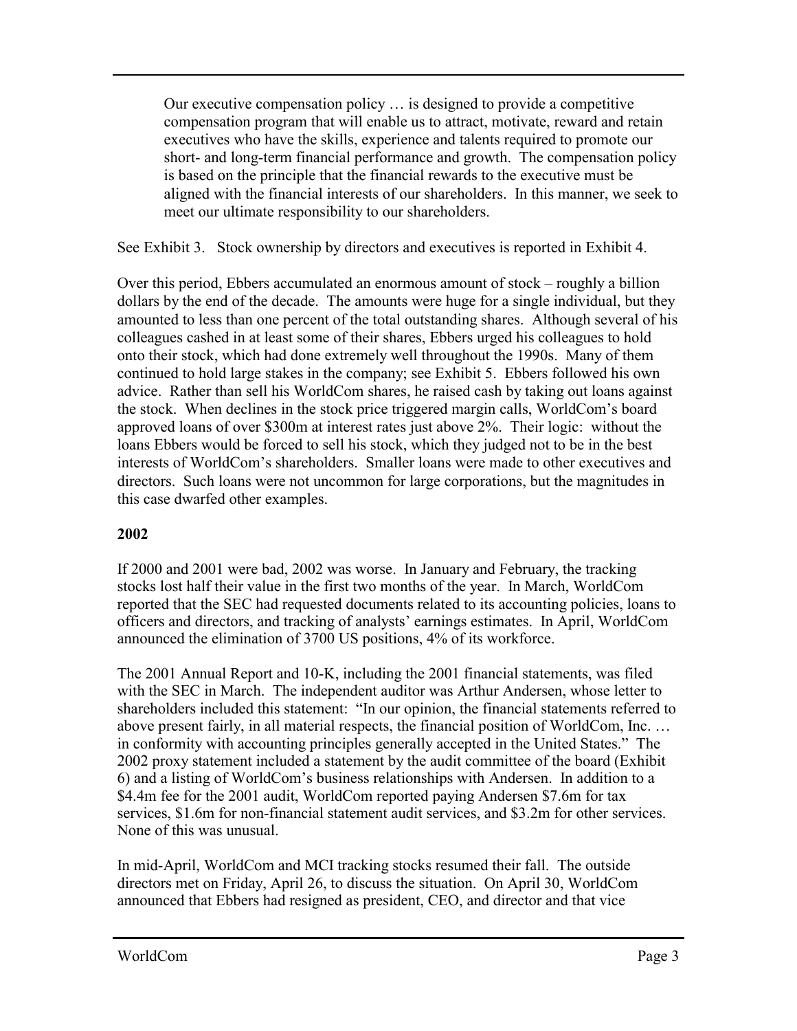> Our executive compensation policy … is designed to provide a competitive compensation program that will enable us to attract, motivate, reward and retain executives who have the skills, experience and talents required to promote our short- and long-term financial performance and growth. The compensation policy is based on the principle that the financial rewards to the executive must be aligned with the financial interests of our shareholders. In this manner, we seek to meet our ultimate responsibility to our shareholders.

See Exhibit 3. Stock ownership by directors and executives is reported in Exhibit 4.

Over this period, Ebbers accumulated an enormous amount of stock – roughly a billion dollars by the end of the decade. The amounts were huge for a single individual, but they amounted to less than one percent of the total outstanding shares. Although several of his colleagues cashed in at least some of their shares, Ebbers urged his colleagues to hold onto their stock, which had done extremely well throughout the 1990s. Many of them continued to hold large stakes in the company; see Exhibit 5. Ebbers followed his own advice. Rather than sell his WorldCom shares, he raised cash by taking out loans against the stock. When declines in the stock price triggered margin calls, WorldCom's board approved loans of over \$300m at interest rates just above 2%. Their logic: without the loans Ebbers would be forced to sell his stock, which they judged not to be in the best interests of WorldCom's shareholders. Smaller loans were made to other executives and directors. Such loans were not uncommon for large corporations, but the magnitudes in this case dwarfed other examples.

## 2002

If 2000 and 2001 were bad, 2002 was worse. In January and February, the tracking stocks lost half their value in the first two months of the year. In March, WorldCom reported that the SEC had requested documents related to its accounting policies, loans to officers and directors, and tracking of analysts' earnings estimates. In April, WorldCom announced the elimination of 3700 US positions, 4% of its workforce.

The 2001 Annual Report and 10-K, including the 2001 financial statements, was filed with the SEC in March. The independent auditor was Arthur Andersen, whose letter to shareholders included this statement: "In our opinion, the financial statements referred to above present fairly, in all material respects, the financial position of WorldCom, Inc. … in conformity with accounting principles generally accepted in the United States." The 2002 proxy statement included a statement by the audit committee of the board (Exhibit 6) and a listing of WorldCom's business relationships with Andersen. In addition to a \$4.4m fee for the 2001 audit, WorldCom reported paying Andersen \$7.6m for tax services, \$1.6m for non-financial statement audit services, and \$3.2m for other services. None of this was unusual.

In mid-April, WorldCom and MCI tracking stocks resumed their fall. The outside directors met on Friday, April 26, to discuss the situation. On April 30, WorldCom announced that Ebbers had resigned as president, CEO, and director and that vice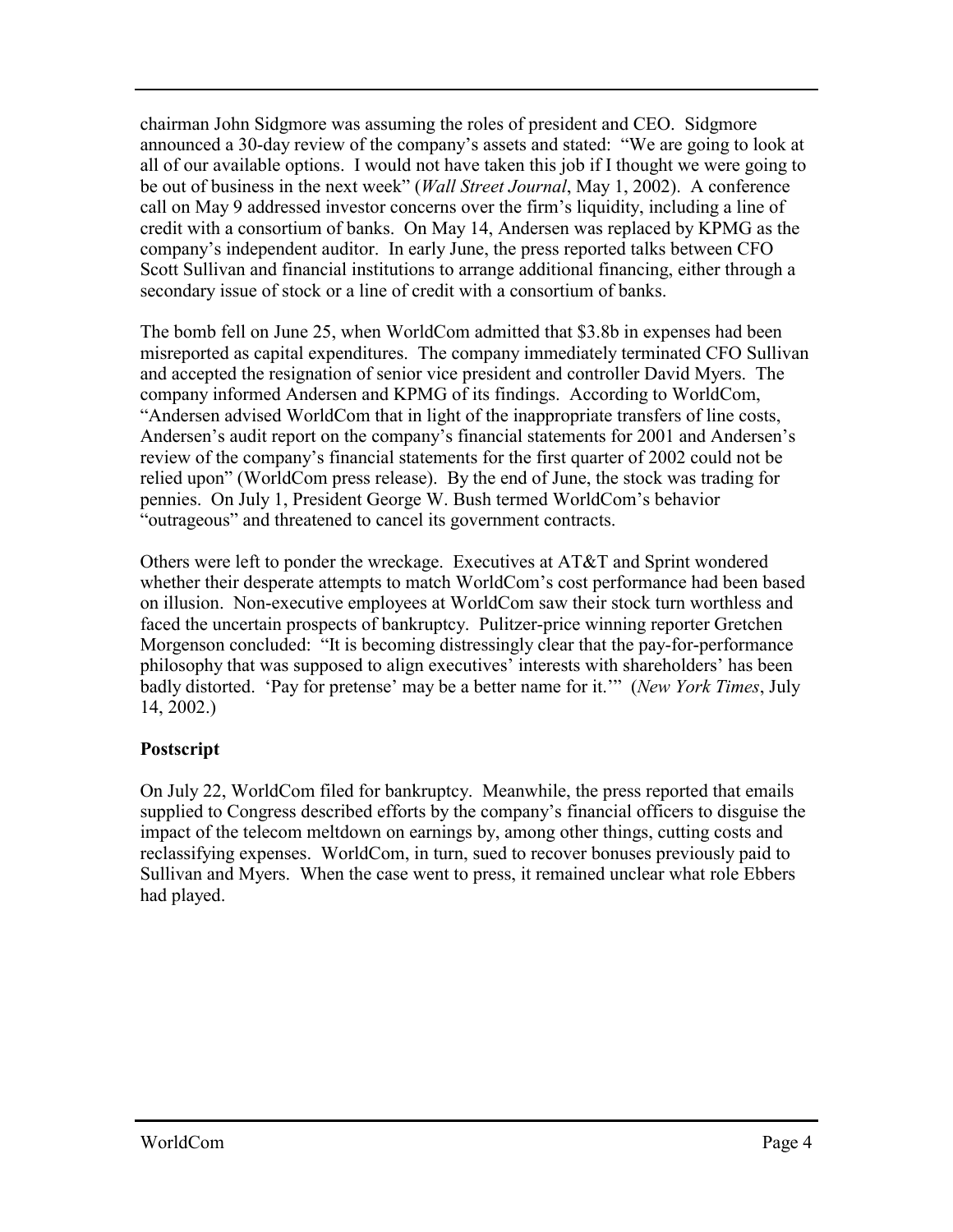chairman John Sidgmore was assuming the roles of president and CEO. Sidgmore announced a 30-day review of the company's assets and stated: "We are going to look at all of our available options. I would not have taken this job if I thought we were going to be out of business in the next week" (*Wall Street Journal*, May 1, 2002). A conference call on May 9 addressed investor concerns over the firm's liquidity, including a line of credit with a consortium of banks. On May 14, Andersen was replaced by KPMG as the company's independent auditor. In early June, the press reported talks between CFO Scott Sullivan and financial institutions to arrange additional financing, either through a secondary issue of stock or a line of credit with a consortium of banks.

The bomb fell on June 25, when WorldCom admitted that $3.8b in expenses had been misreported as capital expenditures. The company immediately terminated CFO Sullivan and accepted the resignation of senior vice president and controller David Myers. The company informed Andersen and KPMG of its findings. According to WorldCom, "Andersen advised WorldCom that in light of the inappropriate transfers of line costs, Andersen's audit report on the company's financial statements for 2001 and Andersen's review of the company's financial statements for the first quarter of 2002 could not be relied upon" (WorldCom press release). By the end of June, the stock was trading for pennies. On July 1, President George W. Bush termed WorldCom's behavior "outrageous" and threatened to cancel its government contracts.

Others were left to ponder the wreckage. Executives at AT&T and Sprint wondered whether their desperate attempts to match WorldCom's cost performance had been based on illusion. Non-executive employees at WorldCom saw their stock turn worthless and faced the uncertain prospects of bankruptcy. Pulitzer-price winning reporter Gretchen Morgenson concluded: "It is becoming distressingly clear that the pay-for-performance philosophy that was supposed to align executives' interests with shareholders' has been badly distorted. 'Pay for pretense' may be a better name for it.'" (*New York Times*, July 14, 2002.)

## Postscript

On July 22, WorldCom filed for bankruptcy. Meanwhile, the press reported that emails supplied to Congress described efforts by the company's financial officers to disguise the impact of the telecom meltdown on earnings by, among other things, cutting costs and reclassifying expenses. WorldCom, in turn, sued to recover bonuses previously paid to Sullivan and Myers. When the case went to press, it remained unclear what role Ebbers had played.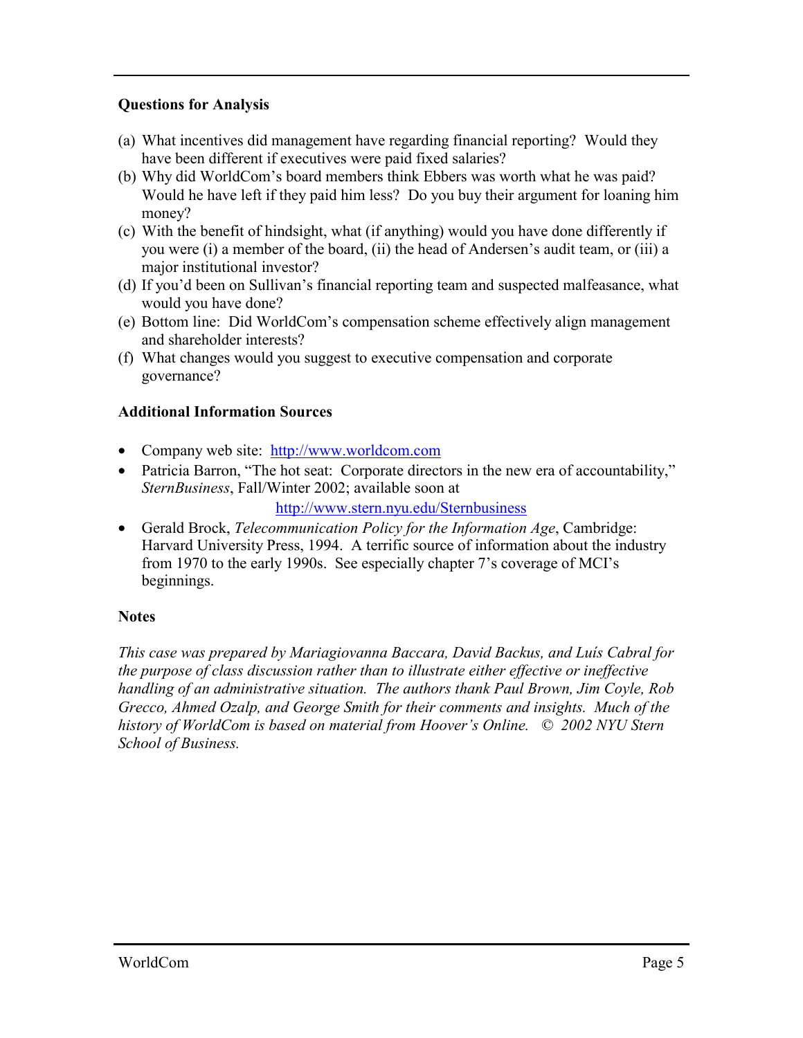### Questions for Analysis

(a) What incentives did management have regarding financial reporting? Would they have been different if executives were paid fixed salaries?

(b) Why did WorldCom's board members think Ebbers was worth what he was paid? Would he have left if they paid him less? Do you buy their argument for loaning him money?

(c) With the benefit of hindsight, what (if anything) would you have done differently if you were (i) a member of the board, (ii) the head of Andersen's audit team, or (iii) a major institutional investor?

(d) If you'd been on Sullivan's financial reporting team and suspected malfeasance, what would you have done?

(e) Bottom line: Did WorldCom's compensation scheme effectively align management and shareholder interests?

(f) What changes would you suggest to executive compensation and corporate governance?

### Additional Information Sources

- Company web site: http://www.worldcom.com
- Patricia Barron, "The hot seat: Corporate directors in the new era of accountability," *SternBusiness*, Fall/Winter 2002; available soon at http://www.stern.nyu.edu/Sternbusiness
- Gerald Brock, *Telecommunication Policy for the Information Age*, Cambridge: Harvard University Press, 1994. A terrific source of information about the industry from 1970 to the early 1990s. See especially chapter 7's coverage of MCI's beginnings.

### Notes

*This case was prepared by Mariagiovanna Baccara, David Backus, and Luís Cabral for the purpose of class discussion rather than to illustrate either effective or ineffective handling of an administrative situation. The authors thank Paul Brown, Jim Coyle, Rob Grecco, Ahmed Ozalp, and George Smith for their comments and insights. Much of the history of WorldCom is based on material from Hoover's Online. © 2002 NYU Stern School of Business.*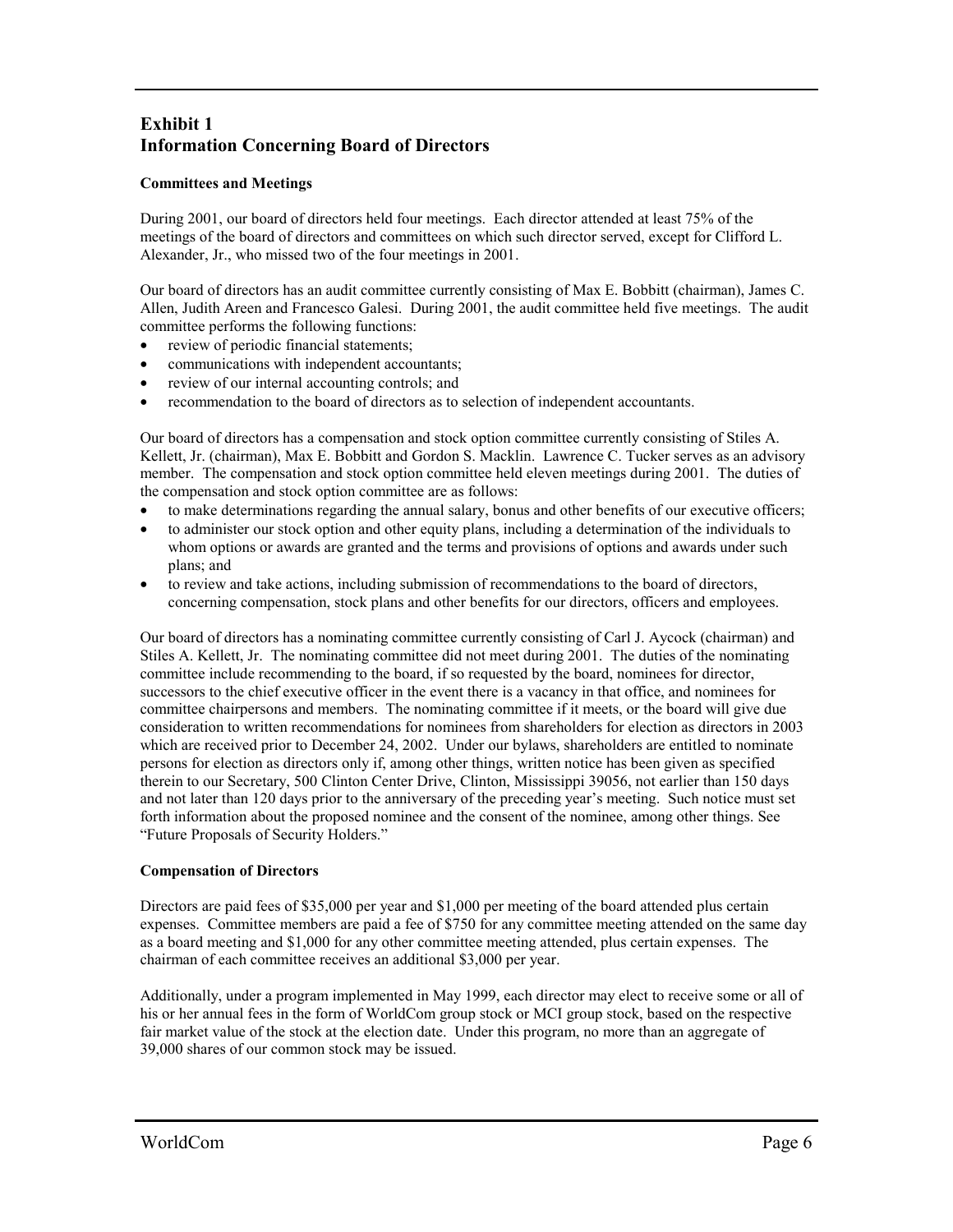## Exhibit 1
## Information Concerning Board of Directors

**Committees and Meetings**

During 2001, our board of directors held four meetings. Each director attended at least 75% of the meetings of the board of directors and committees on which such director served, except for Clifford L. Alexander, Jr., who missed two of the four meetings in 2001.

Our board of directors has an audit committee currently consisting of Max E. Bobbitt (chairman), James C. Allen, Judith Areen and Francesco Galesi. During 2001, the audit committee held five meetings. The audit committee performs the following functions:

- review of periodic financial statements;
- communications with independent accountants;
- review of our internal accounting controls; and
- recommendation to the board of directors as to selection of independent accountants.

Our board of directors has a compensation and stock option committee currently consisting of Stiles A. Kellett, Jr. (chairman), Max E. Bobbitt and Gordon S. Macklin. Lawrence C. Tucker serves as an advisory member. The compensation and stock option committee held eleven meetings during 2001. The duties of the compensation and stock option committee are as follows:

- to make determinations regarding the annual salary, bonus and other benefits of our executive officers;
- to administer our stock option and other equity plans, including a determination of the individuals to whom options or awards are granted and the terms and provisions of options and awards under such plans; and
- to review and take actions, including submission of recommendations to the board of directors, concerning compensation, stock plans and other benefits for our directors, officers and employees.

Our board of directors has a nominating committee currently consisting of Carl J. Aycock (chairman) and Stiles A. Kellett, Jr. The nominating committee did not meet during 2001. The duties of the nominating committee include recommending to the board, if so requested by the board, nominees for director, successors to the chief executive officer in the event there is a vacancy in that office, and nominees for committee chairpersons and members. The nominating committee if it meets, or the board will give due consideration to written recommendations for nominees from shareholders for election as directors in 2003 which are received prior to December 24, 2002. Under our bylaws, shareholders are entitled to nominate persons for election as directors only if, among other things, written notice has been given as specified therein to our Secretary, 500 Clinton Center Drive, Clinton, Mississippi 39056, not earlier than 150 days and not later than 120 days prior to the anniversary of the preceding year's meeting. Such notice must set forth information about the proposed nominee and the consent of the nominee, among other things. See "Future Proposals of Security Holders."

**Compensation of Directors**

Directors are paid fees of $35,000 per year and $1,000 per meeting of the board attended plus certain expenses. Committee members are paid a fee of $750 for any committee meeting attended on the same day as a board meeting and $1,000 for any other committee meeting attended, plus certain expenses. The chairman of each committee receives an additional $3,000 per year.

Additionally, under a program implemented in May 1999, each director may elect to receive some or all of his or her annual fees in the form of WorldCom group stock or MCI group stock, based on the respective fair market value of the stock at the election date. Under this program, no more than an aggregate of 39,000 shares of our common stock may be issued.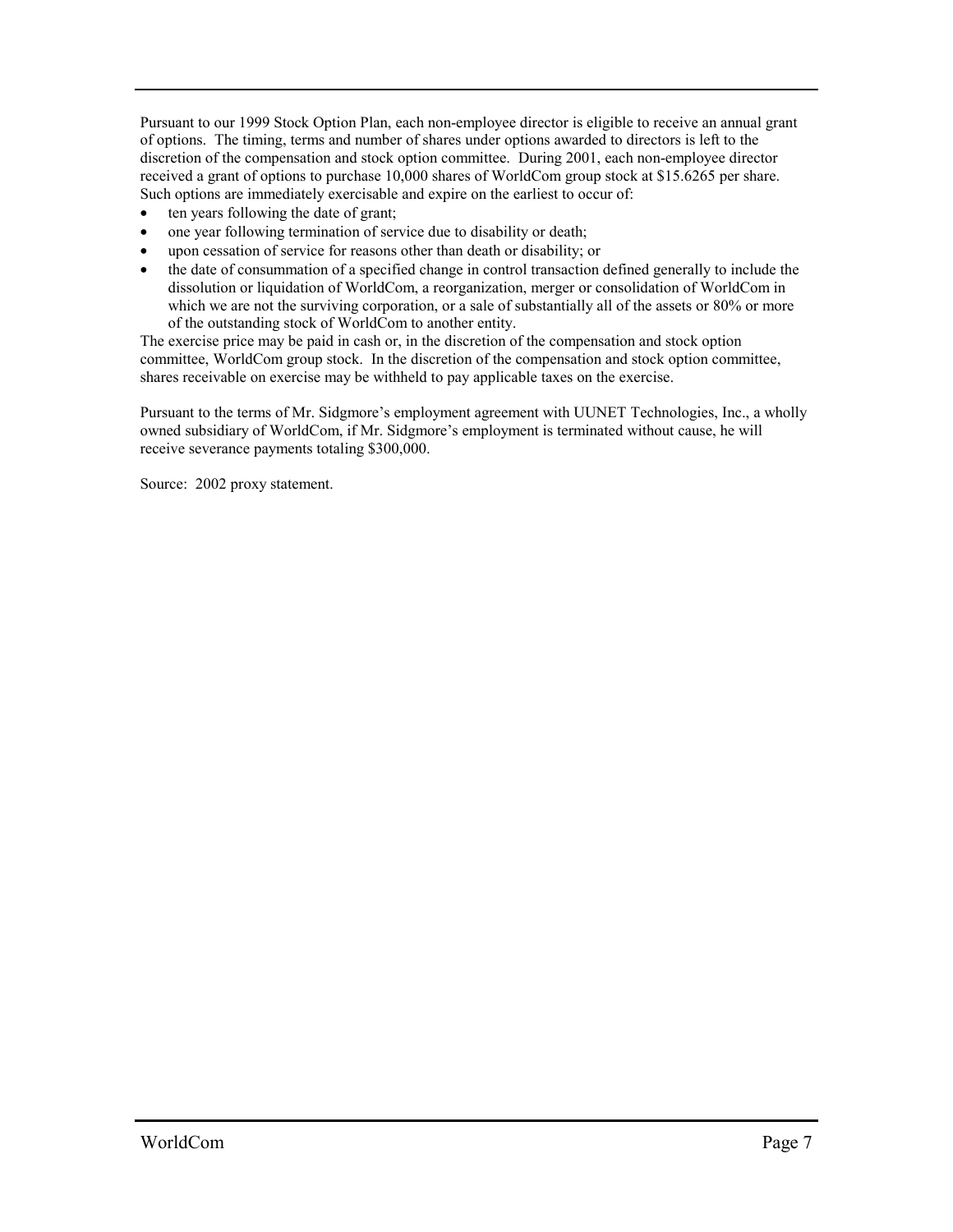Pursuant to our 1999 Stock Option Plan, each non-employee director is eligible to receive an annual grant of options. The timing, terms and number of shares under options awarded to directors is left to the discretion of the compensation and stock option committee. During 2001, each non-employee director received a grant of options to purchase 10,000 shares of WorldCom group stock at $15.6265 per share. Such options are immediately exercisable and expire on the earliest to occur of:

- ten years following the date of grant;
- one year following termination of service due to disability or death;
- upon cessation of service for reasons other than death or disability; or
- the date of consummation of a specified change in control transaction defined generally to include the dissolution or liquidation of WorldCom, a reorganization, merger or consolidation of WorldCom in which we are not the surviving corporation, or a sale of substantially all of the assets or 80% or more of the outstanding stock of WorldCom to another entity.

The exercise price may be paid in cash or, in the discretion of the compensation and stock option committee, WorldCom group stock. In the discretion of the compensation and stock option committee, shares receivable on exercise may be withheld to pay applicable taxes on the exercise.

Pursuant to the terms of Mr. Sidgmore's employment agreement with UUNET Technologies, Inc., a wholly owned subsidiary of WorldCom, if Mr. Sidgmore's employment is terminated without cause, he will receive severance payments totaling $300,000.

Source: 2002 proxy statement.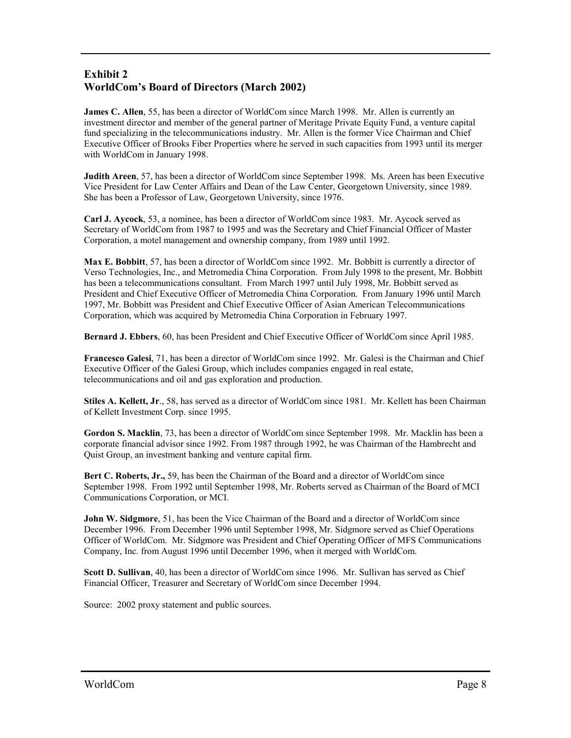## Exhibit 2
## WorldCom's Board of Directors (March 2002)

**James C. Allen**, 55, has been a director of WorldCom since March 1998. Mr. Allen is currently an investment director and member of the general partner of Meritage Private Equity Fund, a venture capital fund specializing in the telecommunications industry. Mr. Allen is the former Vice Chairman and Chief Executive Officer of Brooks Fiber Properties where he served in such capacities from 1993 until its merger with WorldCom in January 1998.

**Judith Areen**, 57, has been a director of WorldCom since September 1998. Ms. Areen has been Executive Vice President for Law Center Affairs and Dean of the Law Center, Georgetown University, since 1989. She has been a Professor of Law, Georgetown University, since 1976.

**Carl J. Aycock**, 53, a nominee, has been a director of WorldCom since 1983. Mr. Aycock served as Secretary of WorldCom from 1987 to 1995 and was the Secretary and Chief Financial Officer of Master Corporation, a motel management and ownership company, from 1989 until 1992.

**Max E. Bobbitt**, 57, has been a director of WorldCom since 1992. Mr. Bobbitt is currently a director of Verso Technologies, Inc., and Metromedia China Corporation. From July 1998 to the present, Mr. Bobbitt has been a telecommunications consultant. From March 1997 until July 1998, Mr. Bobbitt served as President and Chief Executive Officer of Metromedia China Corporation. From January 1996 until March 1997, Mr. Bobbitt was President and Chief Executive Officer of Asian American Telecommunications Corporation, which was acquired by Metromedia China Corporation in February 1997.

**Bernard J. Ebbers**, 60, has been President and Chief Executive Officer of WorldCom since April 1985.

**Francesco Galesi**, 71, has been a director of WorldCom since 1992. Mr. Galesi is the Chairman and Chief Executive Officer of the Galesi Group, which includes companies engaged in real estate, telecommunications and oil and gas exploration and production.

**Stiles A. Kellett, Jr**., 58, has served as a director of WorldCom since 1981. Mr. Kellett has been Chairman of Kellett Investment Corp. since 1995.

**Gordon S. Macklin**, 73, has been a director of WorldCom since September 1998. Mr. Macklin has been a corporate financial advisor since 1992. From 1987 through 1992, he was Chairman of the Hambrecht and Quist Group, an investment banking and venture capital firm.

**Bert C. Roberts, Jr.,** 59, has been the Chairman of the Board and a director of WorldCom since September 1998. From 1992 until September 1998, Mr. Roberts served as Chairman of the Board of MCI Communications Corporation, or MCI.

**John W. Sidgmore**, 51, has been the Vice Chairman of the Board and a director of WorldCom since December 1996. From December 1996 until September 1998, Mr. Sidgmore served as Chief Operations Officer of WorldCom. Mr. Sidgmore was President and Chief Operating Officer of MFS Communications Company, Inc. from August 1996 until December 1996, when it merged with WorldCom.

**Scott D. Sullivan**, 40, has been a director of WorldCom since 1996. Mr. Sullivan has served as Chief Financial Officer, Treasurer and Secretary of WorldCom since December 1994.

Source: 2002 proxy statement and public sources.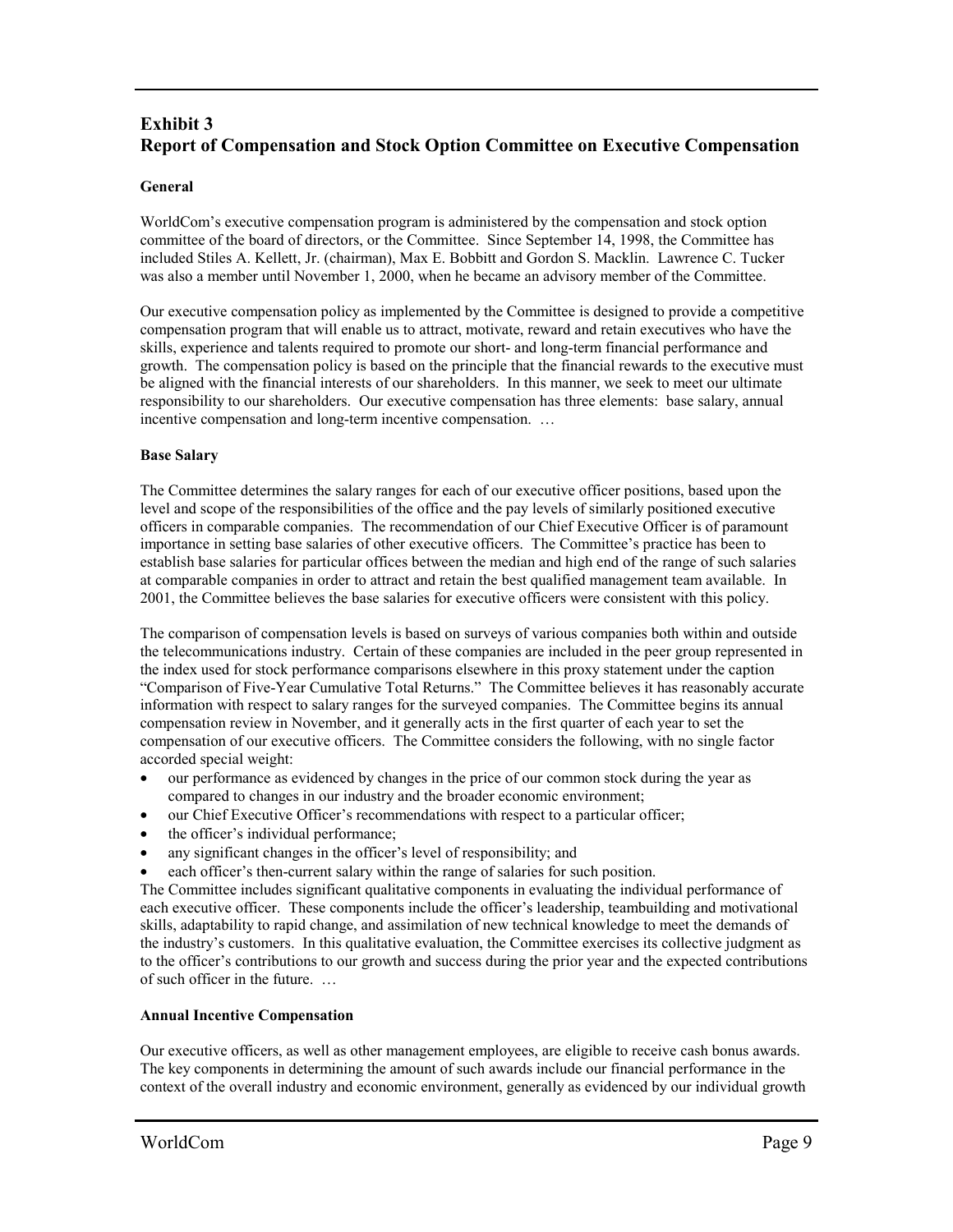## Exhibit 3
## Report of Compensation and Stock Option Committee on Executive Compensation

**General**

WorldCom's executive compensation program is administered by the compensation and stock option committee of the board of directors, or the Committee. Since September 14, 1998, the Committee has included Stiles A. Kellett, Jr. (chairman), Max E. Bobbitt and Gordon S. Macklin. Lawrence C. Tucker was also a member until November 1, 2000, when he became an advisory member of the Committee.

Our executive compensation policy as implemented by the Committee is designed to provide a competitive compensation program that will enable us to attract, motivate, reward and retain executives who have the skills, experience and talents required to promote our short- and long-term financial performance and growth. The compensation policy is based on the principle that the financial rewards to the executive must be aligned with the financial interests of our shareholders. In this manner, we seek to meet our ultimate responsibility to our shareholders. Our executive compensation has three elements: base salary, annual incentive compensation and long-term incentive compensation. …

**Base Salary**

The Committee determines the salary ranges for each of our executive officer positions, based upon the level and scope of the responsibilities of the office and the pay levels of similarly positioned executive officers in comparable companies. The recommendation of our Chief Executive Officer is of paramount importance in setting base salaries of other executive officers. The Committee's practice has been to establish base salaries for particular offices between the median and high end of the range of such salaries at comparable companies in order to attract and retain the best qualified management team available. In 2001, the Committee believes the base salaries for executive officers were consistent with this policy.

The comparison of compensation levels is based on surveys of various companies both within and outside the telecommunications industry. Certain of these companies are included in the peer group represented in the index used for stock performance comparisons elsewhere in this proxy statement under the caption "Comparison of Five-Year Cumulative Total Returns." The Committee believes it has reasonably accurate information with respect to salary ranges for the surveyed companies. The Committee begins its annual compensation review in November, and it generally acts in the first quarter of each year to set the compensation of our executive officers. The Committee considers the following, with no single factor accorded special weight:

- our performance as evidenced by changes in the price of our common stock during the year as compared to changes in our industry and the broader economic environment;
- our Chief Executive Officer's recommendations with respect to a particular officer;
- the officer's individual performance;
- any significant changes in the officer's level of responsibility; and
- each officer's then-current salary within the range of salaries for such position.

The Committee includes significant qualitative components in evaluating the individual performance of each executive officer. These components include the officer's leadership, teambuilding and motivational skills, adaptability to rapid change, and assimilation of new technical knowledge to meet the demands of the industry's customers. In this qualitative evaluation, the Committee exercises its collective judgment as to the officer's contributions to our growth and success during the prior year and the expected contributions of such officer in the future. …

**Annual Incentive Compensation**

Our executive officers, as well as other management employees, are eligible to receive cash bonus awards. The key components in determining the amount of such awards include our financial performance in the context of the overall industry and economic environment, generally as evidenced by our individual growth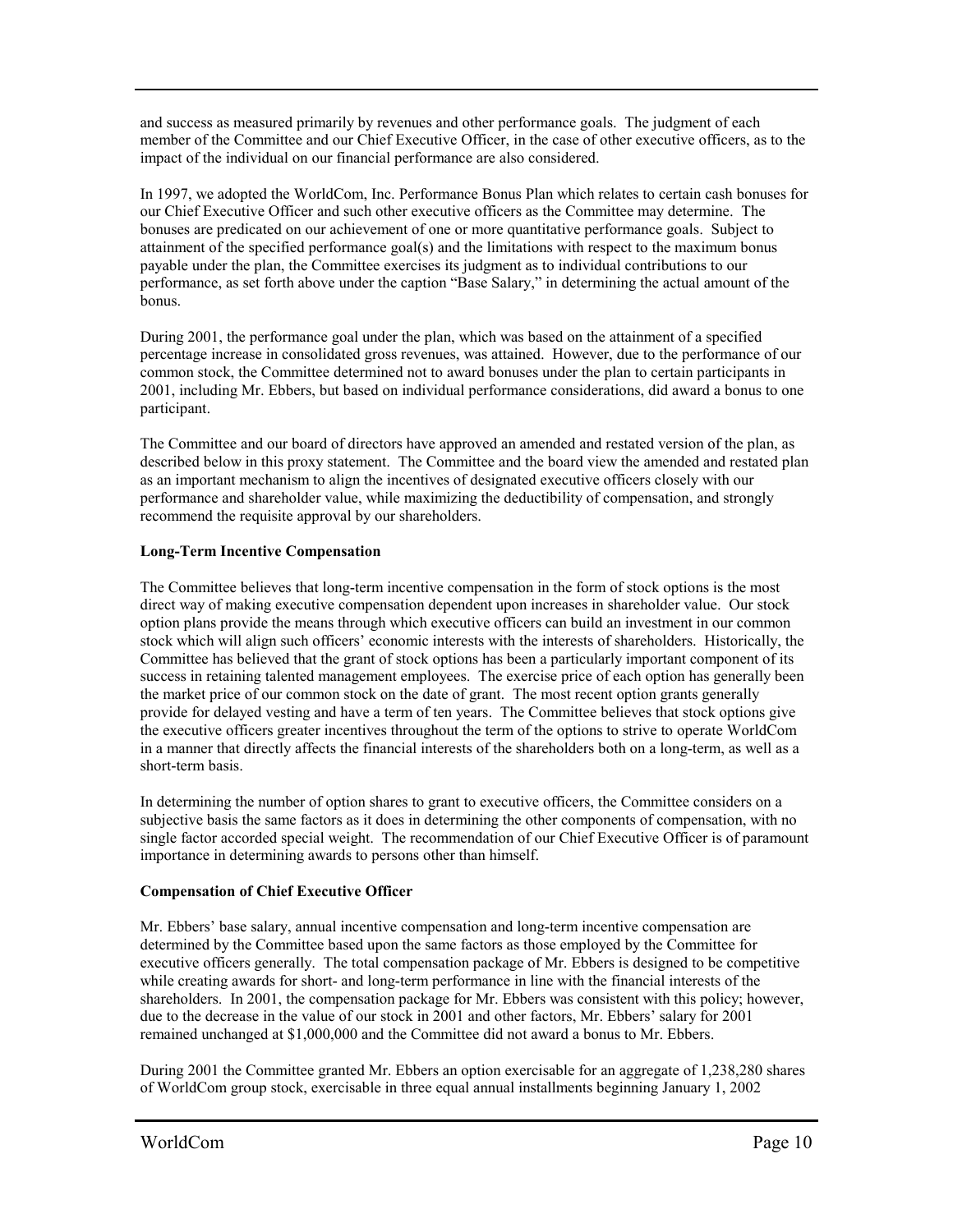and success as measured primarily by revenues and other performance goals. The judgment of each member of the Committee and our Chief Executive Officer, in the case of other executive officers, as to the impact of the individual on our financial performance are also considered.

In 1997, we adopted the WorldCom, Inc. Performance Bonus Plan which relates to certain cash bonuses for our Chief Executive Officer and such other executive officers as the Committee may determine. The bonuses are predicated on our achievement of one or more quantitative performance goals. Subject to attainment of the specified performance goal(s) and the limitations with respect to the maximum bonus payable under the plan, the Committee exercises its judgment as to individual contributions to our performance, as set forth above under the caption "Base Salary," in determining the actual amount of the bonus.

During 2001, the performance goal under the plan, which was based on the attainment of a specified percentage increase in consolidated gross revenues, was attained. However, due to the performance of our common stock, the Committee determined not to award bonuses under the plan to certain participants in 2001, including Mr. Ebbers, but based on individual performance considerations, did award a bonus to one participant.

The Committee and our board of directors have approved an amended and restated version of the plan, as described below in this proxy statement. The Committee and the board view the amended and restated plan as an important mechanism to align the incentives of designated executive officers closely with our performance and shareholder value, while maximizing the deductibility of compensation, and strongly recommend the requisite approval by our shareholders.

**Long-Term Incentive Compensation**

The Committee believes that long-term incentive compensation in the form of stock options is the most direct way of making executive compensation dependent upon increases in shareholder value. Our stock option plans provide the means through which executive officers can build an investment in our common stock which will align such officers' economic interests with the interests of shareholders. Historically, the Committee has believed that the grant of stock options has been a particularly important component of its success in retaining talented management employees. The exercise price of each option has generally been the market price of our common stock on the date of grant. The most recent option grants generally provide for delayed vesting and have a term of ten years. The Committee believes that stock options give the executive officers greater incentives throughout the term of the options to strive to operate WorldCom in a manner that directly affects the financial interests of the shareholders both on a long-term, as well as a short-term basis.

In determining the number of option shares to grant to executive officers, the Committee considers on a subjective basis the same factors as it does in determining the other components of compensation, with no single factor accorded special weight. The recommendation of our Chief Executive Officer is of paramount importance in determining awards to persons other than himself.

**Compensation of Chief Executive Officer**

Mr. Ebbers' base salary, annual incentive compensation and long-term incentive compensation are determined by the Committee based upon the same factors as those employed by the Committee for executive officers generally. The total compensation package of Mr. Ebbers is designed to be competitive while creating awards for short- and long-term performance in line with the financial interests of the shareholders. In 2001, the compensation package for Mr. Ebbers was consistent with this policy; however, due to the decrease in the value of our stock in 2001 and other factors, Mr. Ebbers' salary for 2001 remained unchanged at $1,000,000 and the Committee did not award a bonus to Mr. Ebbers.

During 2001 the Committee granted Mr. Ebbers an option exercisable for an aggregate of 1,238,280 shares of WorldCom group stock, exercisable in three equal annual installments beginning January 1, 2002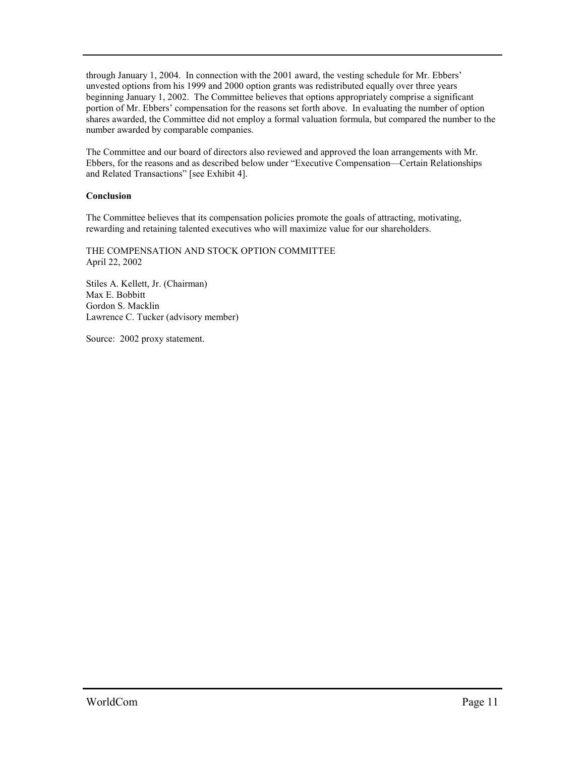through January 1, 2004. In connection with the 2001 award, the vesting schedule for Mr. Ebbers' unvested options from his 1999 and 2000 option grants was redistributed equally over three years beginning January 1, 2002. The Committee believes that options appropriately comprise a significant portion of Mr. Ebbers' compensation for the reasons set forth above. In evaluating the number of option shares awarded, the Committee did not employ a formal valuation formula, but compared the number to the number awarded by comparable companies.

The Committee and our board of directors also reviewed and approved the loan arrangements with Mr. Ebbers, for the reasons and as described below under "Executive Compensation—Certain Relationships and Related Transactions" [see Exhibit 4].

**Conclusion**

The Committee believes that its compensation policies promote the goals of attracting, motivating, rewarding and retaining talented executives who will maximize value for our shareholders.

THE COMPENSATION AND STOCK OPTION COMMITTEE
April 22, 2002

Stiles A. Kellett, Jr. (Chairman)
Max E. Bobbitt
Gordon S. Macklin
Lawrence C. Tucker (advisory member)

Source: 2002 proxy statement.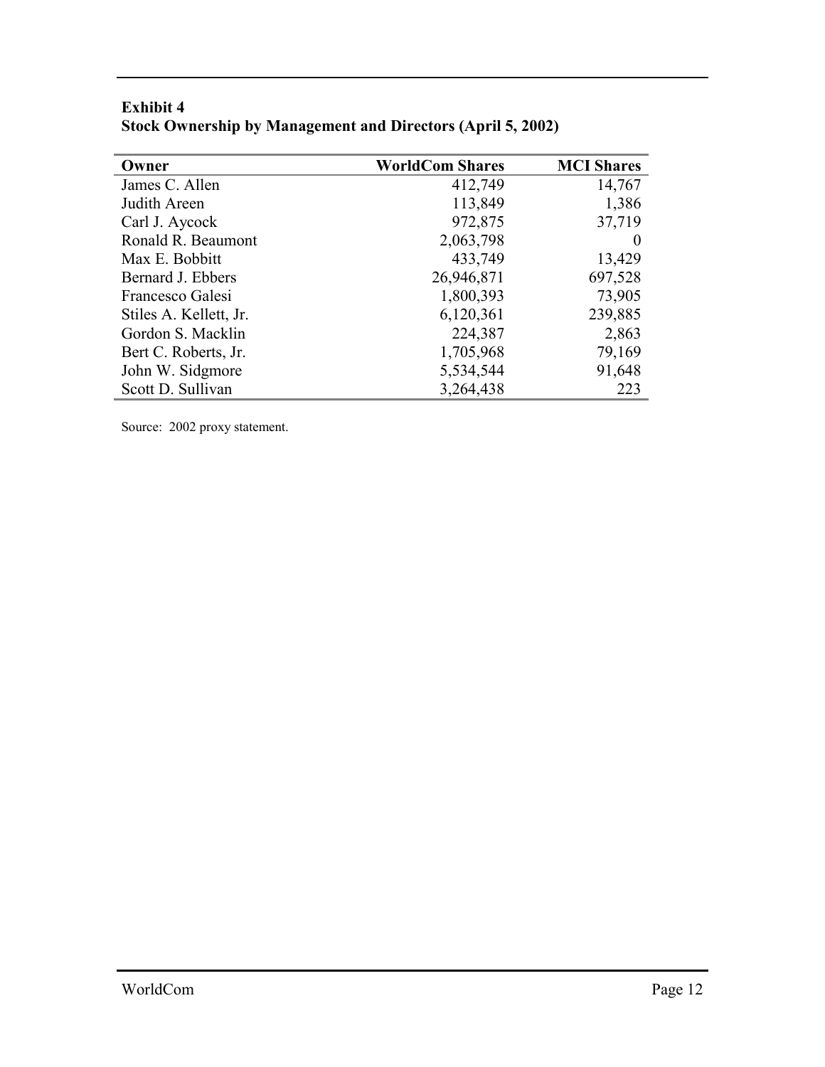**Exhibit 4**
**Stock Ownership by Management and Directors (April 5, 2002)**

| Owner | WorldCom Shares | MCI Shares |
|---|---|---|
| James C. Allen | 412,749 | 14,767 |
| Judith Areen | 113,849 | 1,386 |
| Carl J. Aycock | 972,875 | 37,719 |
| Ronald R. Beaumont | 2,063,798 | 0 |
| Max E. Bobbitt | 433,749 | 13,429 |
| Bernard J. Ebbers | 26,946,871 | 697,528 |
| Francesco Galesi | 1,800,393 | 73,905 |
| Stiles A. Kellett, Jr. | 6,120,361 | 239,885 |
| Gordon S. Macklin | 224,387 | 2,863 |
| Bert C. Roberts, Jr. | 1,705,968 | 79,169 |
| John W. Sidgmore | 5,534,544 | 91,648 |
| Scott D. Sullivan | 3,264,438 | 223 |

Source: 2002 proxy statement.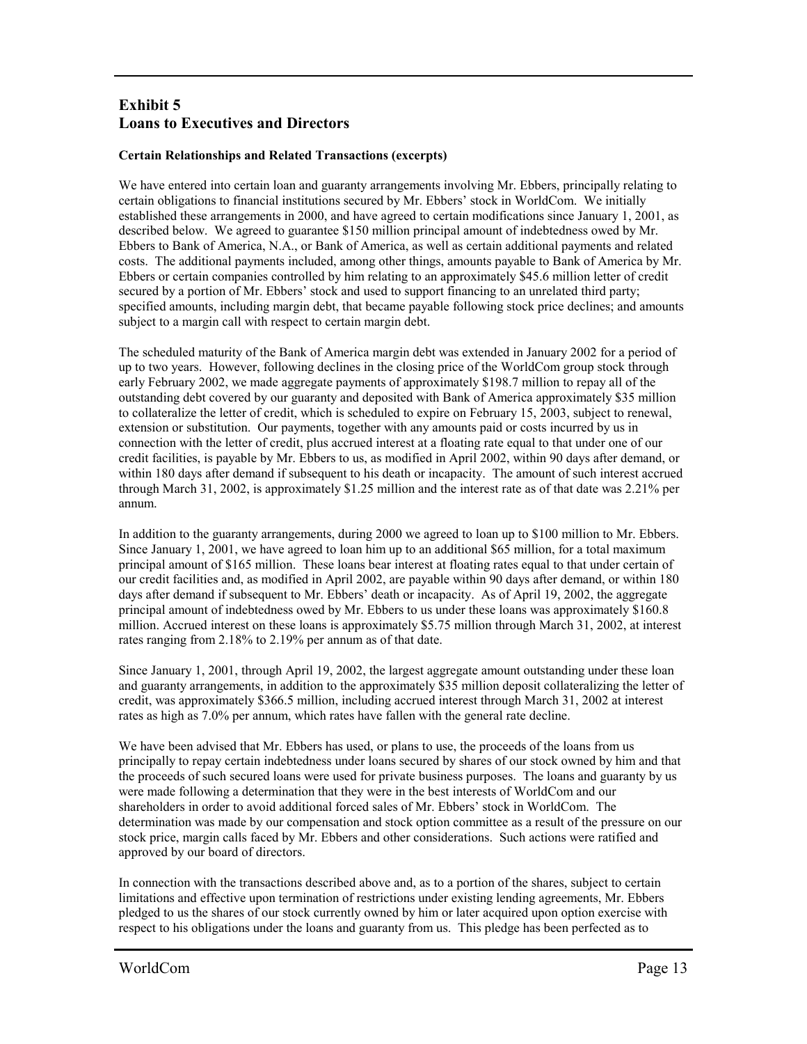## Exhibit 5
## Loans to Executives and Directors

**Certain Relationships and Related Transactions (excerpts)**

We have entered into certain loan and guaranty arrangements involving Mr. Ebbers, principally relating to certain obligations to financial institutions secured by Mr. Ebbers' stock in WorldCom. We initially established these arrangements in 2000, and have agreed to certain modifications since January 1, 2001, as described below. We agreed to guarantee $150 million principal amount of indebtedness owed by Mr. Ebbers to Bank of America, N.A., or Bank of America, as well as certain additional payments and related costs. The additional payments included, among other things, amounts payable to Bank of America by Mr. Ebbers or certain companies controlled by him relating to an approximately $45.6 million letter of credit secured by a portion of Mr. Ebbers' stock and used to support financing to an unrelated third party; specified amounts, including margin debt, that became payable following stock price declines; and amounts subject to a margin call with respect to certain margin debt.

The scheduled maturity of the Bank of America margin debt was extended in January 2002 for a period of up to two years. However, following declines in the closing price of the WorldCom group stock through early February 2002, we made aggregate payments of approximately $198.7 million to repay all of the outstanding debt covered by our guaranty and deposited with Bank of America approximately $35 million to collateralize the letter of credit, which is scheduled to expire on February 15, 2003, subject to renewal, extension or substitution. Our payments, together with any amounts paid or costs incurred by us in connection with the letter of credit, plus accrued interest at a floating rate equal to that under one of our credit facilities, is payable by Mr. Ebbers to us, as modified in April 2002, within 90 days after demand, or within 180 days after demand if subsequent to his death or incapacity. The amount of such interest accrued through March 31, 2002, is approximately $1.25 million and the interest rate as of that date was 2.21% per annum.

In addition to the guaranty arrangements, during 2000 we agreed to loan up to $100 million to Mr. Ebbers. Since January 1, 2001, we have agreed to loan him up to an additional $65 million, for a total maximum principal amount of $165 million. These loans bear interest at floating rates equal to that under certain of our credit facilities and, as modified in April 2002, are payable within 90 days after demand, or within 180 days after demand if subsequent to Mr. Ebbers' death or incapacity. As of April 19, 2002, the aggregate principal amount of indebtedness owed by Mr. Ebbers to us under these loans was approximately $160.8 million. Accrued interest on these loans is approximately $5.75 million through March 31, 2002, at interest rates ranging from 2.18% to 2.19% per annum as of that date.

Since January 1, 2001, through April 19, 2002, the largest aggregate amount outstanding under these loan and guaranty arrangements, in addition to the approximately $35 million deposit collateralizing the letter of credit, was approximately $366.5 million, including accrued interest through March 31, 2002 at interest rates as high as 7.0% per annum, which rates have fallen with the general rate decline.

We have been advised that Mr. Ebbers has used, or plans to use, the proceeds of the loans from us principally to repay certain indebtedness under loans secured by shares of our stock owned by him and that the proceeds of such secured loans were used for private business purposes. The loans and guaranty by us were made following a determination that they were in the best interests of WorldCom and our shareholders in order to avoid additional forced sales of Mr. Ebbers' stock in WorldCom. The determination was made by our compensation and stock option committee as a result of the pressure on our stock price, margin calls faced by Mr. Ebbers and other considerations. Such actions were ratified and approved by our board of directors.

In connection with the transactions described above and, as to a portion of the shares, subject to certain limitations and effective upon termination of restrictions under existing lending agreements, Mr. Ebbers pledged to us the shares of our stock currently owned by him or later acquired upon option exercise with respect to his obligations under the loans and guaranty from us. This pledge has been perfected as to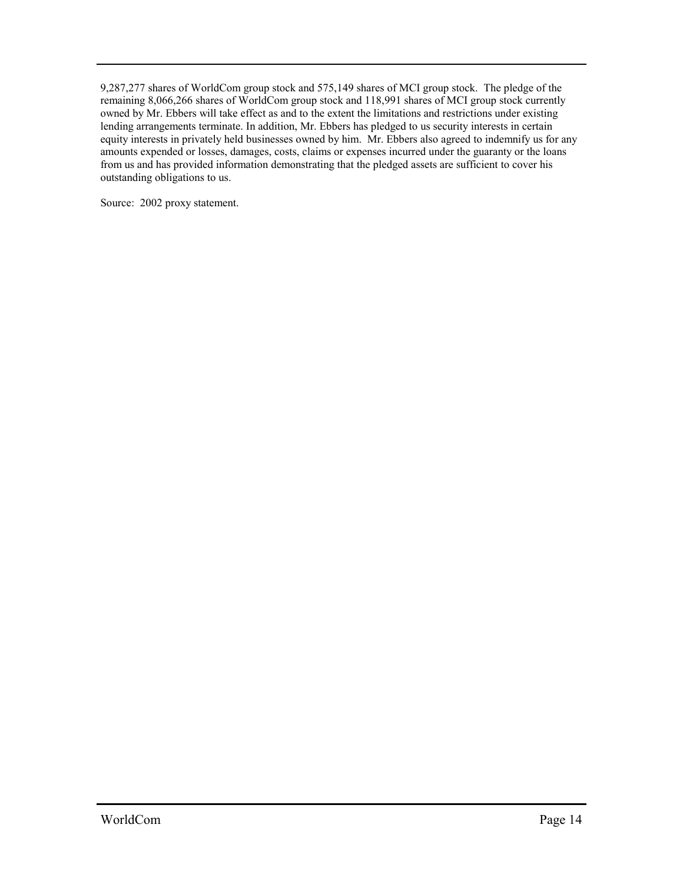9,287,277 shares of WorldCom group stock and 575,149 shares of MCI group stock. The pledge of the remaining 8,066,266 shares of WorldCom group stock and 118,991 shares of MCI group stock currently owned by Mr. Ebbers will take effect as and to the extent the limitations and restrictions under existing lending arrangements terminate. In addition, Mr. Ebbers has pledged to us security interests in certain equity interests in privately held businesses owned by him. Mr. Ebbers also agreed to indemnify us for any amounts expended or losses, damages, costs, claims or expenses incurred under the guaranty or the loans from us and has provided information demonstrating that the pledged assets are sufficient to cover his outstanding obligations to us.

Source: 2002 proxy statement.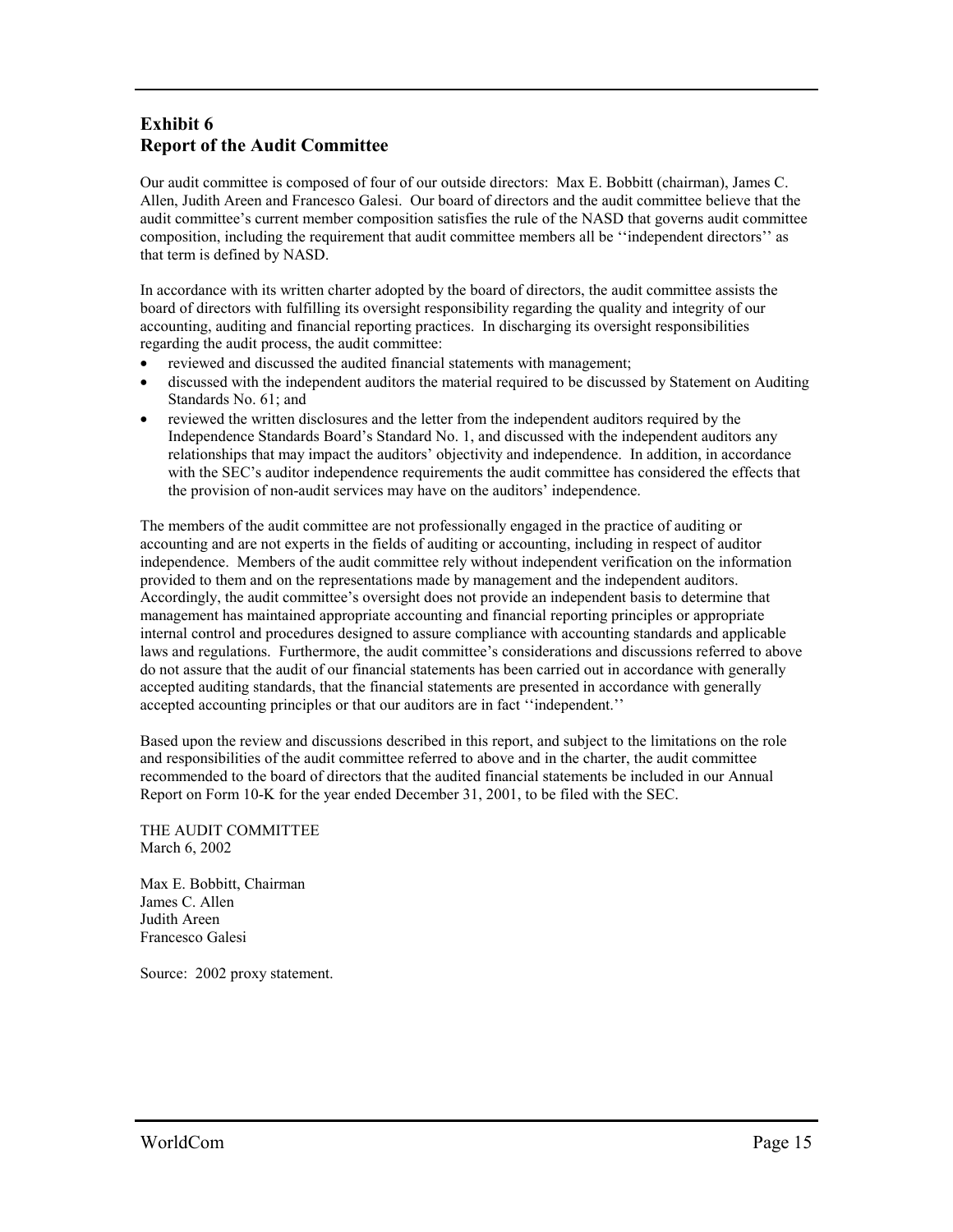## Exhibit 6
## Report of the Audit Committee

Our audit committee is composed of four of our outside directors: Max E. Bobbitt (chairman), James C. Allen, Judith Areen and Francesco Galesi. Our board of directors and the audit committee believe that the audit committee's current member composition satisfies the rule of the NASD that governs audit committee composition, including the requirement that audit committee members all be ''independent directors'' as that term is defined by NASD.

In accordance with its written charter adopted by the board of directors, the audit committee assists the board of directors with fulfilling its oversight responsibility regarding the quality and integrity of our accounting, auditing and financial reporting practices. In discharging its oversight responsibilities regarding the audit process, the audit committee:

- reviewed and discussed the audited financial statements with management;
- discussed with the independent auditors the material required to be discussed by Statement on Auditing Standards No. 61; and
- reviewed the written disclosures and the letter from the independent auditors required by the Independence Standards Board's Standard No. 1, and discussed with the independent auditors any relationships that may impact the auditors' objectivity and independence. In addition, in accordance with the SEC's auditor independence requirements the audit committee has considered the effects that the provision of non-audit services may have on the auditors' independence.

The members of the audit committee are not professionally engaged in the practice of auditing or accounting and are not experts in the fields of auditing or accounting, including in respect of auditor independence. Members of the audit committee rely without independent verification on the information provided to them and on the representations made by management and the independent auditors. Accordingly, the audit committee's oversight does not provide an independent basis to determine that management has maintained appropriate accounting and financial reporting principles or appropriate internal control and procedures designed to assure compliance with accounting standards and applicable laws and regulations. Furthermore, the audit committee's considerations and discussions referred to above do not assure that the audit of our financial statements has been carried out in accordance with generally accepted auditing standards, that the financial statements are presented in accordance with generally accepted accounting principles or that our auditors are in fact ''independent.''

Based upon the review and discussions described in this report, and subject to the limitations on the role and responsibilities of the audit committee referred to above and in the charter, the audit committee recommended to the board of directors that the audited financial statements be included in our Annual Report on Form 10-K for the year ended December 31, 2001, to be filed with the SEC.

THE AUDIT COMMITTEE
March 6, 2002

Max E. Bobbitt, Chairman
James C. Allen
Judith Areen
Francesco Galesi

Source: 2002 proxy statement.